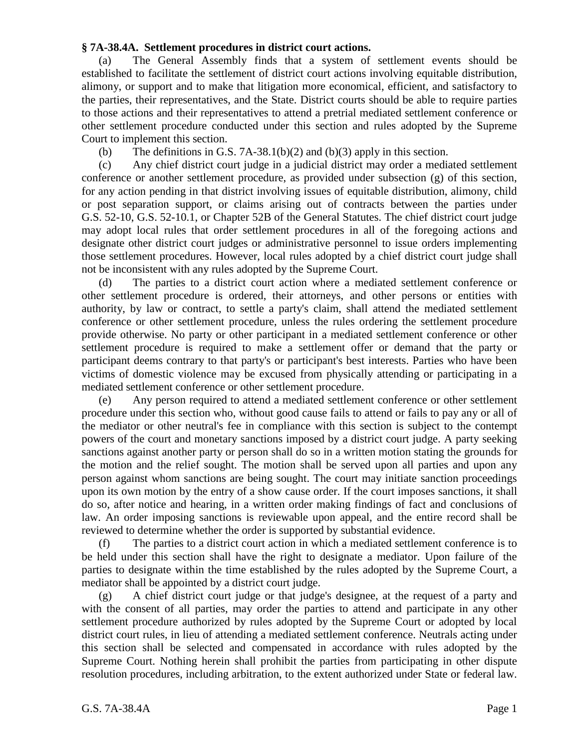**§ 7A-38.4A. Settlement procedures in district court actions.**

(a) The General Assembly finds that a system of settlement events should be established to facilitate the settlement of district court actions involving equitable distribution, alimony, or support and to make that litigation more economical, efficient, and satisfactory to the parties, their representatives, and the State. District courts should be able to require parties to those actions and their representatives to attend a pretrial mediated settlement conference or other settlement procedure conducted under this section and rules adopted by the Supreme Court to implement this section.

(b) The definitions in G.S. 7A-38.1(b)(2) and (b)(3) apply in this section.

(c) Any chief district court judge in a judicial district may order a mediated settlement conference or another settlement procedure, as provided under subsection (g) of this section, for any action pending in that district involving issues of equitable distribution, alimony, child or post separation support, or claims arising out of contracts between the parties under G.S. 52-10, G.S. 52-10.1, or Chapter 52B of the General Statutes. The chief district court judge may adopt local rules that order settlement procedures in all of the foregoing actions and designate other district court judges or administrative personnel to issue orders implementing those settlement procedures. However, local rules adopted by a chief district court judge shall not be inconsistent with any rules adopted by the Supreme Court.

(d) The parties to a district court action where a mediated settlement conference or other settlement procedure is ordered, their attorneys, and other persons or entities with authority, by law or contract, to settle a party's claim, shall attend the mediated settlement conference or other settlement procedure, unless the rules ordering the settlement procedure provide otherwise. No party or other participant in a mediated settlement conference or other settlement procedure is required to make a settlement offer or demand that the party or participant deems contrary to that party's or participant's best interests. Parties who have been victims of domestic violence may be excused from physically attending or participating in a mediated settlement conference or other settlement procedure.

(e) Any person required to attend a mediated settlement conference or other settlement procedure under this section who, without good cause fails to attend or fails to pay any or all of the mediator or other neutral's fee in compliance with this section is subject to the contempt powers of the court and monetary sanctions imposed by a district court judge. A party seeking sanctions against another party or person shall do so in a written motion stating the grounds for the motion and the relief sought. The motion shall be served upon all parties and upon any person against whom sanctions are being sought. The court may initiate sanction proceedings upon its own motion by the entry of a show cause order. If the court imposes sanctions, it shall do so, after notice and hearing, in a written order making findings of fact and conclusions of law. An order imposing sanctions is reviewable upon appeal, and the entire record shall be reviewed to determine whether the order is supported by substantial evidence.

(f) The parties to a district court action in which a mediated settlement conference is to be held under this section shall have the right to designate a mediator. Upon failure of the parties to designate within the time established by the rules adopted by the Supreme Court, a mediator shall be appointed by a district court judge.

(g) A chief district court judge or that judge's designee, at the request of a party and with the consent of all parties, may order the parties to attend and participate in any other settlement procedure authorized by rules adopted by the Supreme Court or adopted by local district court rules, in lieu of attending a mediated settlement conference. Neutrals acting under this section shall be selected and compensated in accordance with rules adopted by the Supreme Court. Nothing herein shall prohibit the parties from participating in other dispute resolution procedures, including arbitration, to the extent authorized under State or federal law.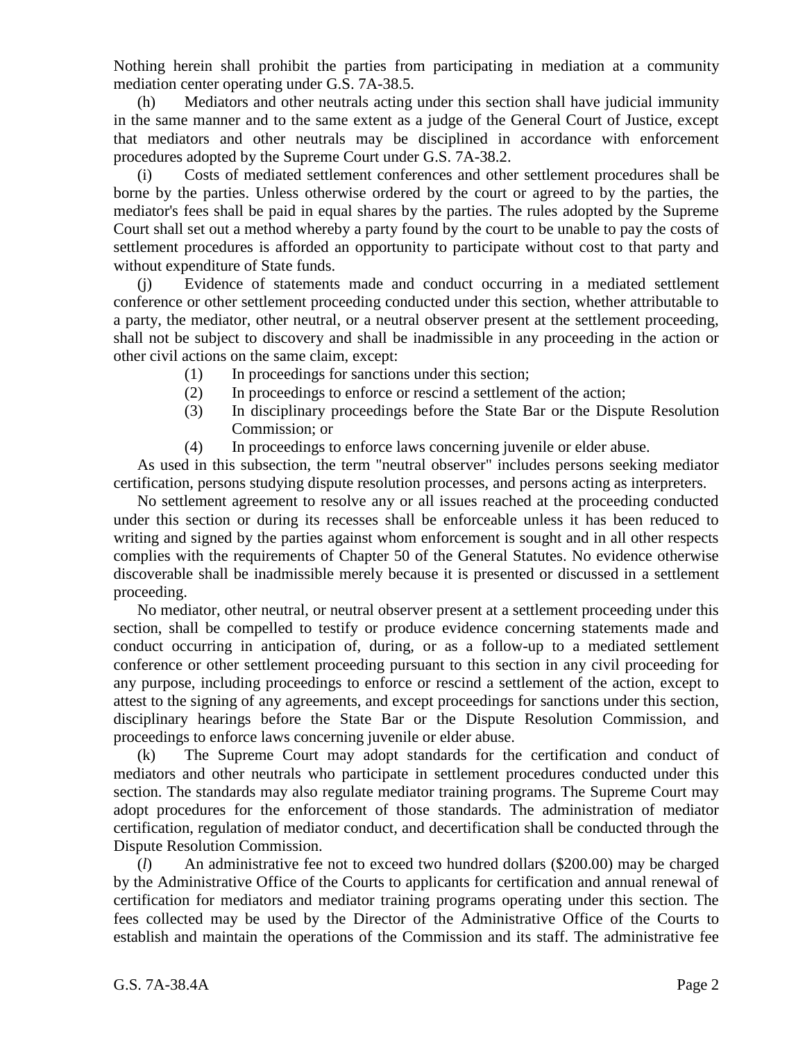Nothing herein shall prohibit the parties from participating in mediation at a community mediation center operating under G.S. 7A-38.5.

(h) Mediators and other neutrals acting under this section shall have judicial immunity in the same manner and to the same extent as a judge of the General Court of Justice, except that mediators and other neutrals may be disciplined in accordance with enforcement procedures adopted by the Supreme Court under G.S. 7A-38.2.

(i) Costs of mediated settlement conferences and other settlement procedures shall be borne by the parties. Unless otherwise ordered by the court or agreed to by the parties, the mediator's fees shall be paid in equal shares by the parties. The rules adopted by the Supreme Court shall set out a method whereby a party found by the court to be unable to pay the costs of settlement procedures is afforded an opportunity to participate without cost to that party and without expenditure of State funds.

(j) Evidence of statements made and conduct occurring in a mediated settlement conference or other settlement proceeding conducted under this section, whether attributable to a party, the mediator, other neutral, or a neutral observer present at the settlement proceeding, shall not be subject to discovery and shall be inadmissible in any proceeding in the action or other civil actions on the same claim, except:

(1) In proceedings for sanctions under this section;
(2) In proceedings to enforce or rescind a settlement of the action;
(3) In disciplinary proceedings before the State Bar or the Dispute Resolution Commission; or
(4) In proceedings to enforce laws concerning juvenile or elder abuse.

As used in this subsection, the term "neutral observer" includes persons seeking mediator certification, persons studying dispute resolution processes, and persons acting as interpreters.

No settlement agreement to resolve any or all issues reached at the proceeding conducted under this section or during its recesses shall be enforceable unless it has been reduced to writing and signed by the parties against whom enforcement is sought and in all other respects complies with the requirements of Chapter 50 of the General Statutes. No evidence otherwise discoverable shall be inadmissible merely because it is presented or discussed in a settlement proceeding.

No mediator, other neutral, or neutral observer present at a settlement proceeding under this section, shall be compelled to testify or produce evidence concerning statements made and conduct occurring in anticipation of, during, or as a follow-up to a mediated settlement conference or other settlement proceeding pursuant to this section in any civil proceeding for any purpose, including proceedings to enforce or rescind a settlement of the action, except to attest to the signing of any agreements, and except proceedings for sanctions under this section, disciplinary hearings before the State Bar or the Dispute Resolution Commission, and proceedings to enforce laws concerning juvenile or elder abuse.

(k) The Supreme Court may adopt standards for the certification and conduct of mediators and other neutrals who participate in settlement procedures conducted under this section. The standards may also regulate mediator training programs. The Supreme Court may adopt procedures for the enforcement of those standards. The administration of mediator certification, regulation of mediator conduct, and decertification shall be conducted through the Dispute Resolution Commission.

(*l*) An administrative fee not to exceed two hundred dollars ($200.00) may be charged by the Administrative Office of the Courts to applicants for certification and annual renewal of certification for mediators and mediator training programs operating under this section. The fees collected may be used by the Director of the Administrative Office of the Courts to establish and maintain the operations of the Commission and its staff. The administrative fee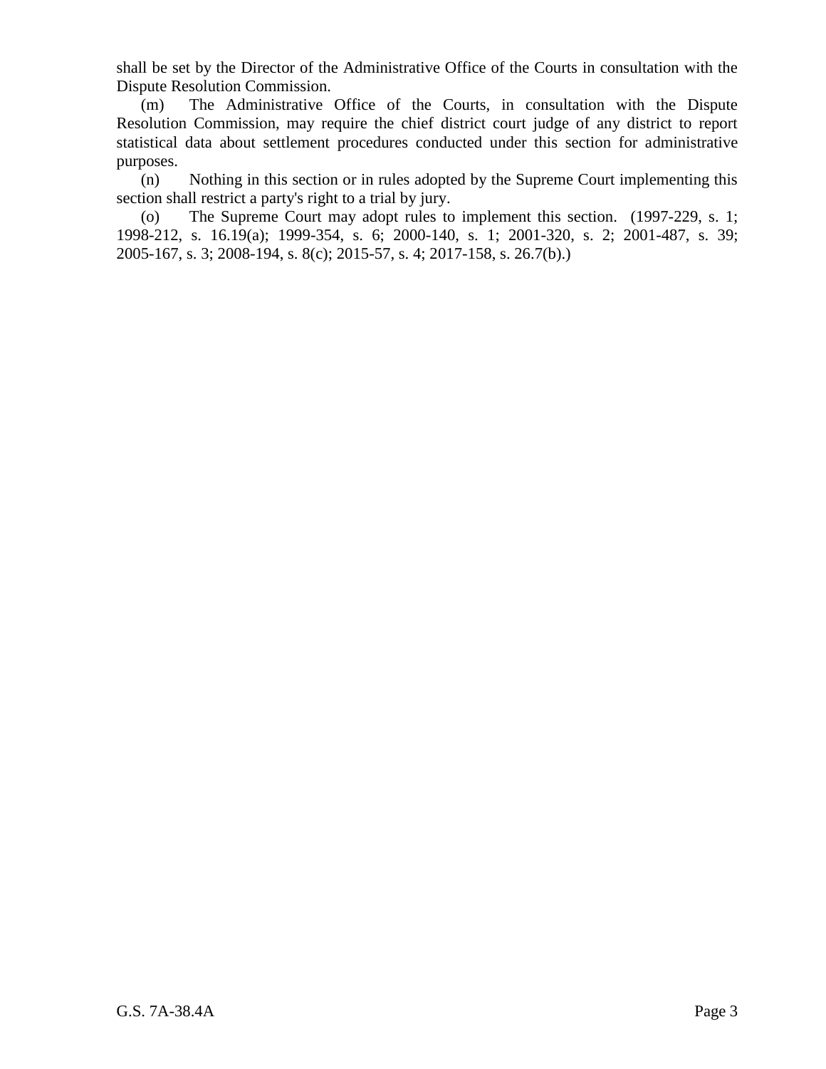shall be set by the Director of the Administrative Office of the Courts in consultation with the Dispute Resolution Commission.

(m) The Administrative Office of the Courts, in consultation with the Dispute Resolution Commission, may require the chief district court judge of any district to report statistical data about settlement procedures conducted under this section for administrative purposes.

(n) Nothing in this section or in rules adopted by the Supreme Court implementing this section shall restrict a party's right to a trial by jury.

(o) The Supreme Court may adopt rules to implement this section. (1997-229, s. 1; 1998-212, s. 16.19(a); 1999-354, s. 6; 2000-140, s. 1; 2001-320, s. 2; 2001-487, s. 39; 2005-167, s. 3; 2008-194, s. 8(c); 2015-57, s. 4; 2017-158, s. 26.7(b).)